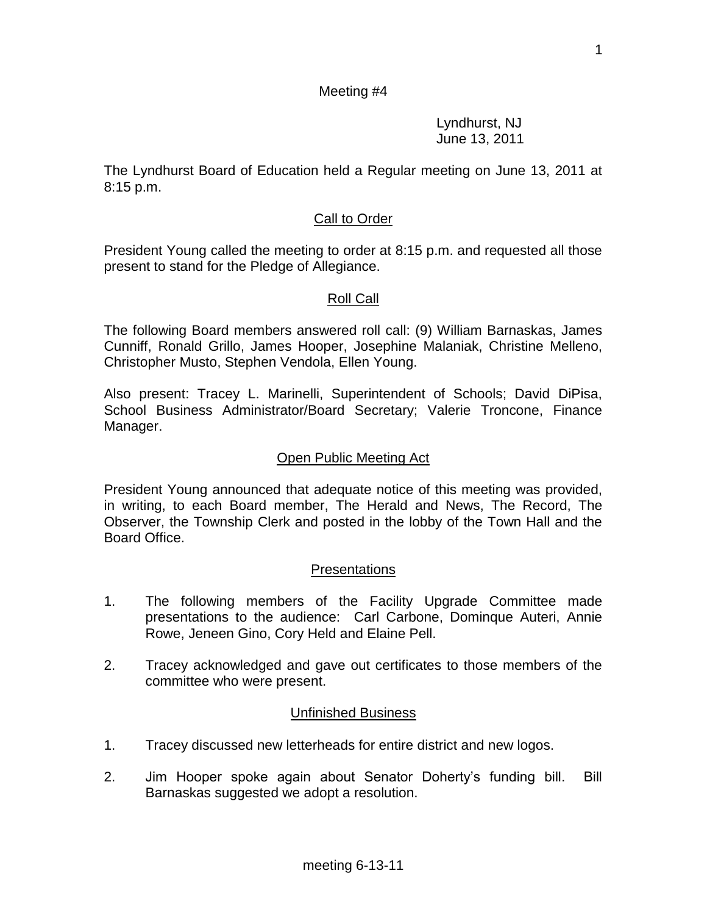Meeting #4

Lyndhurst, NJ
June 13, 2011

The Lyndhurst Board of Education held a Regular meeting on June 13, 2011 at 8:15 p.m.

## Call to Order

President Young called the meeting to order at 8:15 p.m. and requested all those present to stand for the Pledge of Allegiance.

## Roll Call

The following Board members answered roll call: (9) William Barnaskas, James Cunniff, Ronald Grillo, James Hooper, Josephine Malaniak, Christine Melleno, Christopher Musto, Stephen Vendola, Ellen Young.

Also present: Tracey L. Marinelli, Superintendent of Schools; David DiPisa, School Business Administrator/Board Secretary; Valerie Troncone, Finance Manager.

## Open Public Meeting Act

President Young announced that adequate notice of this meeting was provided, in writing, to each Board member, The Herald and News, The Record, The Observer, the Township Clerk and posted in the lobby of the Town Hall and the Board Office.

## Presentations

1. The following members of the Facility Upgrade Committee made presentations to the audience: Carl Carbone, Dominque Auteri, Annie Rowe, Jeneen Gino, Cory Held and Elaine Pell.

2. Tracey acknowledged and gave out certificates to those members of the committee who were present.

## Unfinished Business

1. Tracey discussed new letterheads for entire district and new logos.

2. Jim Hooper spoke again about Senator Doherty's funding bill. Bill Barnaskas suggested we adopt a resolution.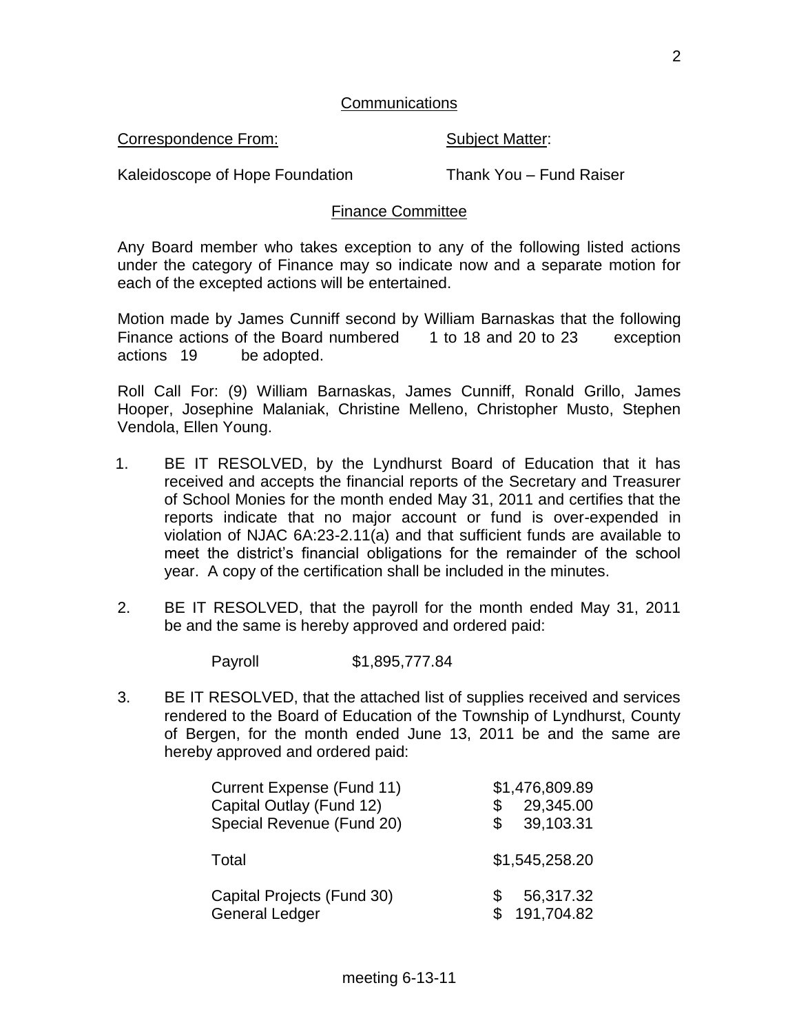## Communications

| Correspondence From: | Subject Matter: |
| --- | --- |
| Kaleidoscope of Hope Foundation | Thank You – Fund Raiser |

## Finance Committee

Any Board member who takes exception to any of the following listed actions under the category of Finance may so indicate now and a separate motion for each of the excepted actions will be entertained.

Motion made by James Cunniff second by William Barnaskas that the following Finance actions of the Board numbered 1 to 18 and 20 to 23 exception actions 19 be adopted.

Roll Call For: (9) William Barnaskas, James Cunniff, Ronald Grillo, James Hooper, Josephine Malaniak, Christine Melleno, Christopher Musto, Stephen Vendola, Ellen Young.

1. BE IT RESOLVED, by the Lyndhurst Board of Education that it has received and accepts the financial reports of the Secretary and Treasurer of School Monies for the month ended May 31, 2011 and certifies that the reports indicate that no major account or fund is over-expended in violation of NJAC 6A:23-2.11(a) and that sufficient funds are available to meet the district's financial obligations for the remainder of the school year. A copy of the certification shall be included in the minutes.

2. BE IT RESOLVED, that the payroll for the month ended May 31, 2011 be and the same is hereby approved and ordered paid:

   Payroll $1,895,777.84

3. BE IT RESOLVED, that the attached list of supplies received and services rendered to the Board of Education of the Township of Lyndhurst, County of Bergen, for the month ended June 13, 2011 be and the same are hereby approved and ordered paid:

| | |
| --- | --- |
| Current Expense (Fund 11) | $1,476,809.89 |
| Capital Outlay (Fund 12) | $ 29,345.00 |
| Special Revenue (Fund 20) | $ 39,103.31 |
| Total | $1,545,258.20 |
| Capital Projects (Fund 30) | $ 56,317.32 |
| General Ledger | $ 191,704.82 |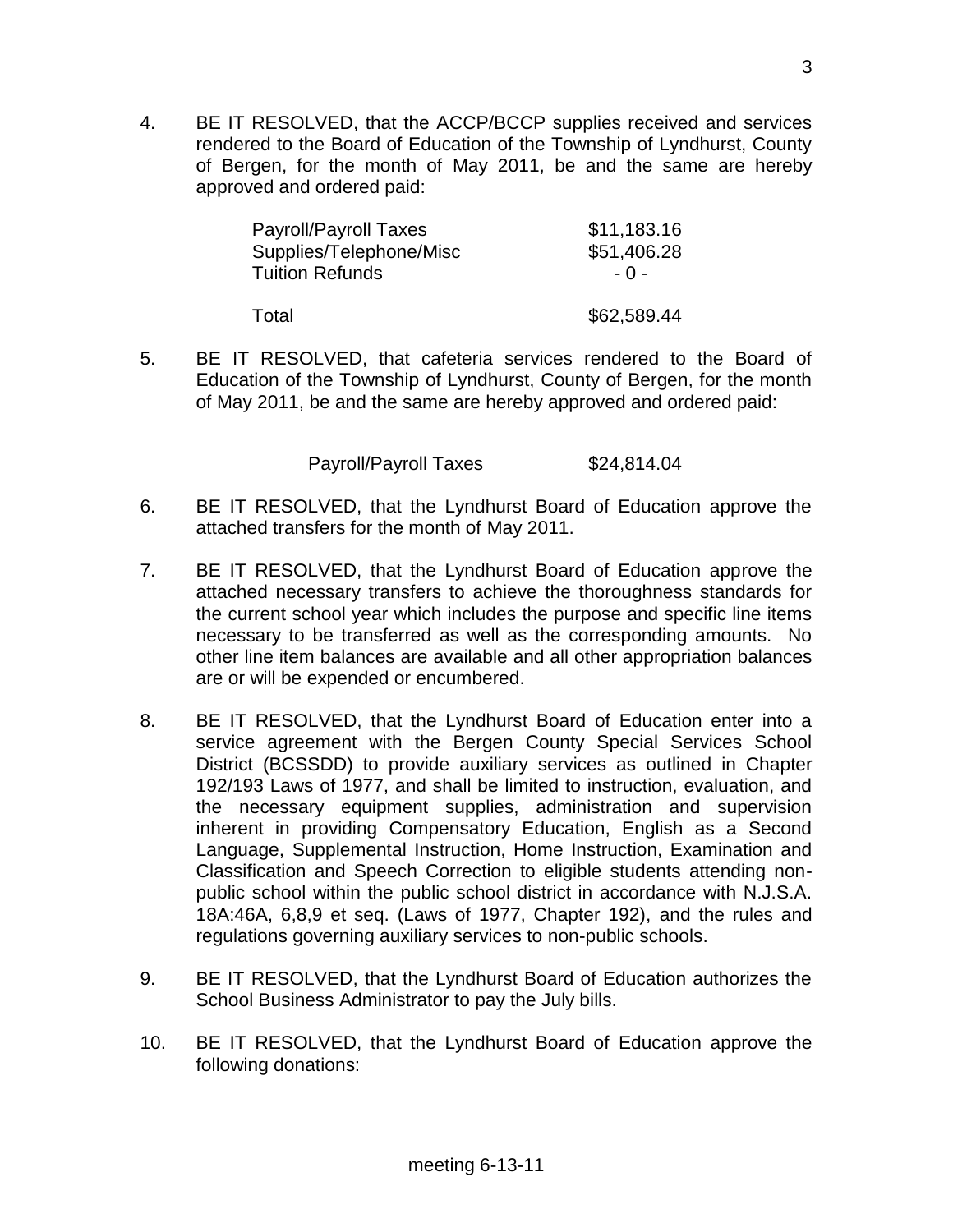4. BE IT RESOLVED, that the ACCP/BCCP supplies received and services rendered to the Board of Education of the Township of Lyndhurst, County of Bergen, for the month of May 2011, be and the same are hereby approved and ordered paid:

| | |
|---|---|
| Payroll/Payroll Taxes | $11,183.16 |
| Supplies/Telephone/Misc | $51,406.28 |
| Tuition Refunds | - 0 - |
| Total | $62,589.44 |

5. BE IT RESOLVED, that cafeteria services rendered to the Board of Education of the Township of Lyndhurst, County of Bergen, for the month of May 2011, be and the same are hereby approved and ordered paid:

| | |
|---|---|
| Payroll/Payroll Taxes | $24,814.04 |

6. BE IT RESOLVED, that the Lyndhurst Board of Education approve the attached transfers for the month of May 2011.

7. BE IT RESOLVED, that the Lyndhurst Board of Education approve the attached necessary transfers to achieve the thoroughness standards for the current school year which includes the purpose and specific line items necessary to be transferred as well as the corresponding amounts. No other line item balances are available and all other appropriation balances are or will be expended or encumbered.

8. BE IT RESOLVED, that the Lyndhurst Board of Education enter into a service agreement with the Bergen County Special Services School District (BCSSDD) to provide auxiliary services as outlined in Chapter 192/193 Laws of 1977, and shall be limited to instruction, evaluation, and the necessary equipment supplies, administration and supervision inherent in providing Compensatory Education, English as a Second Language, Supplemental Instruction, Home Instruction, Examination and Classification and Speech Correction to eligible students attending non-public school within the public school district in accordance with N.J.S.A. 18A:46A, 6,8,9 et seq. (Laws of 1977, Chapter 192), and the rules and regulations governing auxiliary services to non-public schools.

9. BE IT RESOLVED, that the Lyndhurst Board of Education authorizes the School Business Administrator to pay the July bills.

10. BE IT RESOLVED, that the Lyndhurst Board of Education approve the following donations: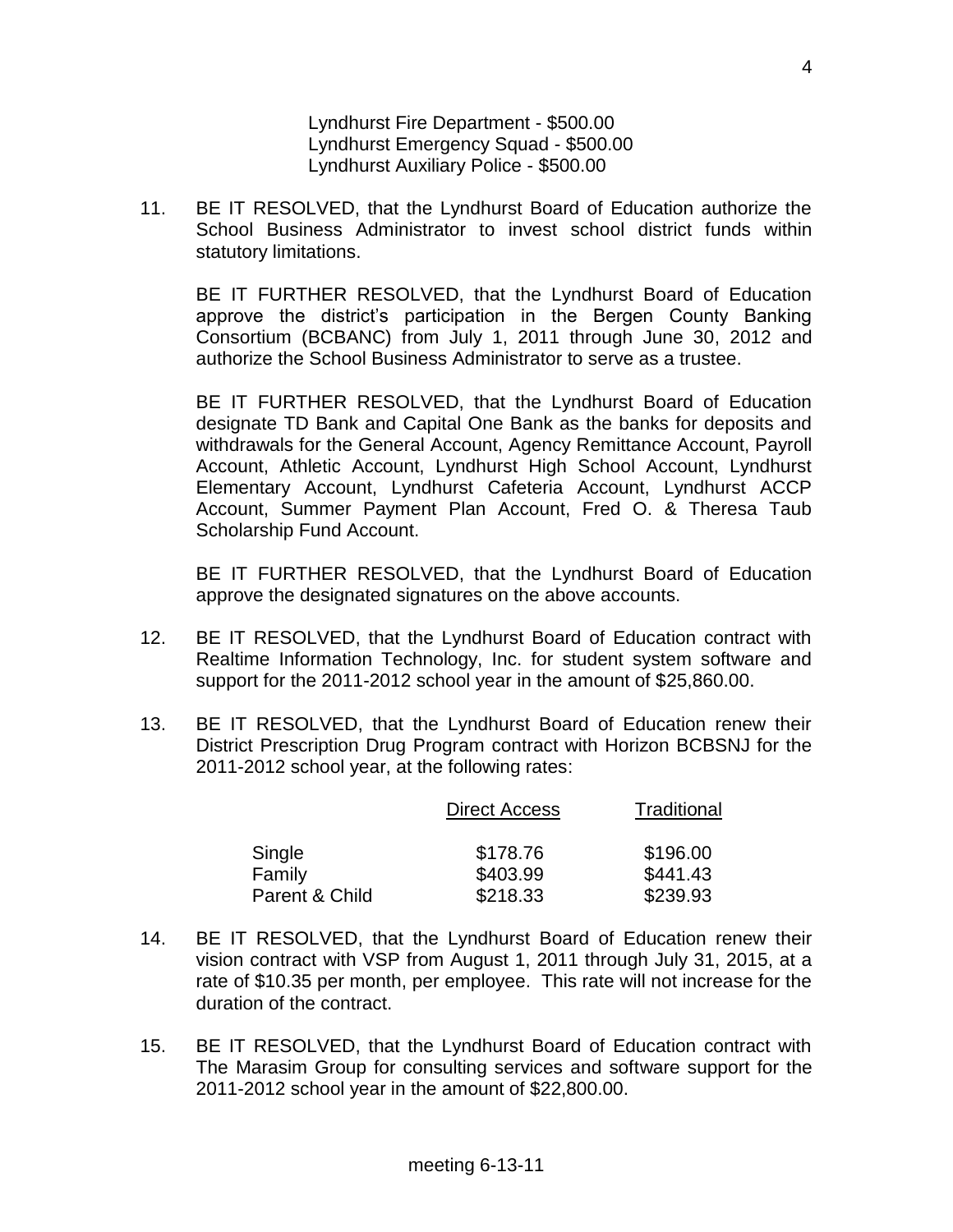Lyndhurst Fire Department - $500.00
Lyndhurst Emergency Squad - $500.00
Lyndhurst Auxiliary Police - $500.00

11. BE IT RESOLVED, that the Lyndhurst Board of Education authorize the School Business Administrator to invest school district funds within statutory limitations.

    BE IT FURTHER RESOLVED, that the Lyndhurst Board of Education approve the district's participation in the Bergen County Banking Consortium (BCBANC) from July 1, 2011 through June 30, 2012 and authorize the School Business Administrator to serve as a trustee.

    BE IT FURTHER RESOLVED, that the Lyndhurst Board of Education designate TD Bank and Capital One Bank as the banks for deposits and withdrawals for the General Account, Agency Remittance Account, Payroll Account, Athletic Account, Lyndhurst High School Account, Lyndhurst Elementary Account, Lyndhurst Cafeteria Account, Lyndhurst ACCP Account, Summer Payment Plan Account, Fred O. & Theresa Taub Scholarship Fund Account.

    BE IT FURTHER RESOLVED, that the Lyndhurst Board of Education approve the designated signatures on the above accounts.

12. BE IT RESOLVED, that the Lyndhurst Board of Education contract with Realtime Information Technology, Inc. for student system software and support for the 2011-2012 school year in the amount of $25,860.00.

13. BE IT RESOLVED, that the Lyndhurst Board of Education renew their District Prescription Drug Program contract with Horizon BCBSNJ for the 2011-2012 school year, at the following rates:

| | Direct Access | Traditional |
|---|---|---|
| Single | $178.76 | $196.00 |
| Family | $403.99 | $441.43 |
| Parent & Child | $218.33 | $239.93 |

14. BE IT RESOLVED, that the Lyndhurst Board of Education renew their vision contract with VSP from August 1, 2011 through July 31, 2015, at a rate of $10.35 per month, per employee. This rate will not increase for the duration of the contract.

15. BE IT RESOLVED, that the Lyndhurst Board of Education contract with The Marasim Group for consulting services and software support for the 2011-2012 school year in the amount of $22,800.00.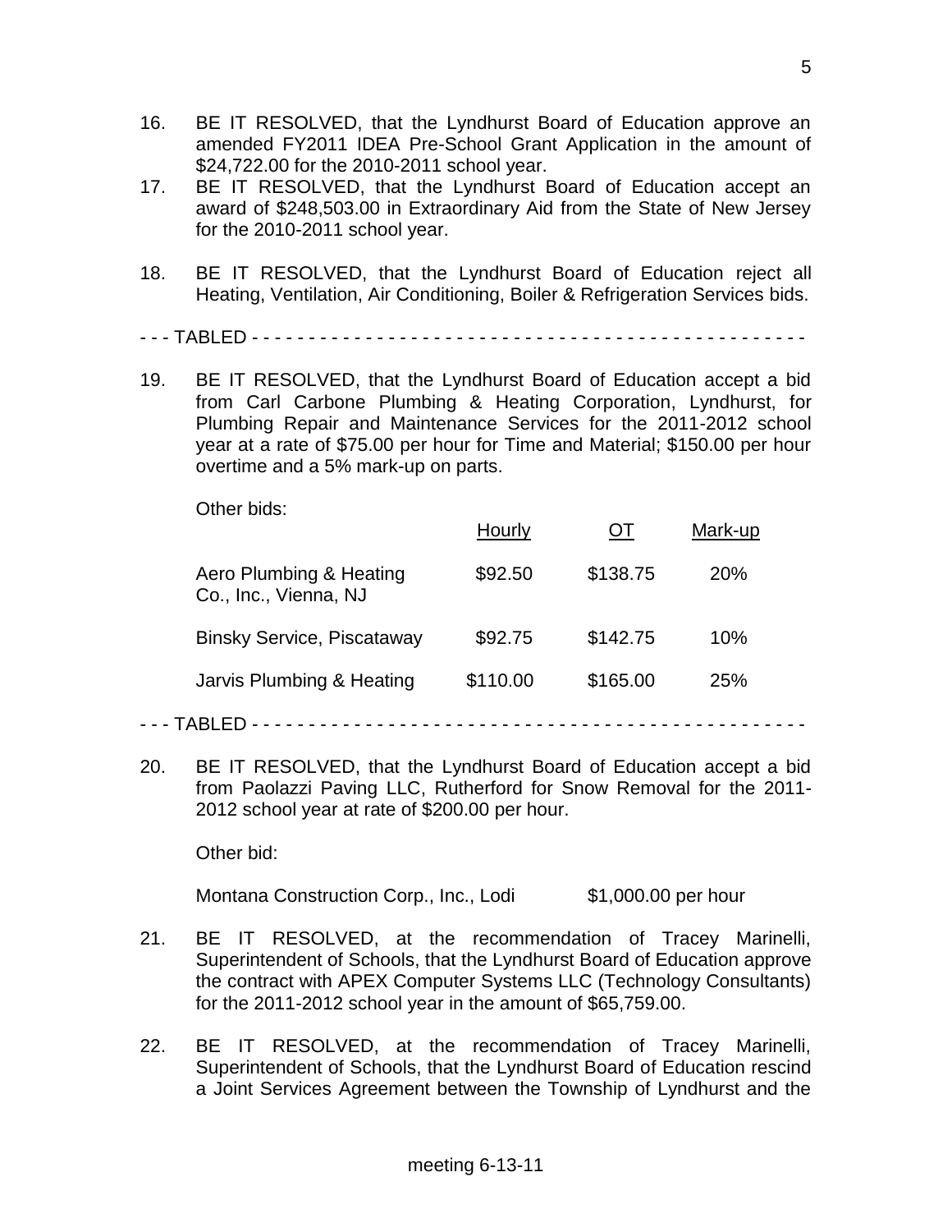16. BE IT RESOLVED, that the Lyndhurst Board of Education approve an amended FY2011 IDEA Pre-School Grant Application in the amount of $24,722.00 for the 2010-2011 school year.
17. BE IT RESOLVED, that the Lyndhurst Board of Education accept an award of $248,503.00 in Extraordinary Aid from the State of New Jersey for the 2010-2011 school year.

18. BE IT RESOLVED, that the Lyndhurst Board of Education reject all Heating, Ventilation, Air Conditioning, Boiler & Refrigeration Services bids.

- - - TABLED - - - - - - - - - - - - - - - - - - - - - - - - - - - - - - - - - - - - - - - - - - - - - - - -

19. BE IT RESOLVED, that the Lyndhurst Board of Education accept a bid from Carl Carbone Plumbing & Heating Corporation, Lyndhurst, for Plumbing Repair and Maintenance Services for the 2011-2012 school year at a rate of $75.00 per hour for Time and Material; $150.00 per hour overtime and a 5% mark-up on parts.

    Other bids:

| | Hourly | OT | Mark-up |
|---|---|---|---|
| Aero Plumbing & Heating Co., Inc., Vienna, NJ | $92.50 | $138.75 | 20% |
| Binsky Service, Piscataway | $92.75 | $142.75 | 10% |
| Jarvis Plumbing & Heating | $110.00 | $165.00 | 25% |

- - - TABLED - - - - - - - - - - - - - - - - - - - - - - - - - - - - - - - - - - - - - - - - - - - - - - - -

20. BE IT RESOLVED, that the Lyndhurst Board of Education accept a bid from Paolazzi Paving LLC, Rutherford for Snow Removal for the 2011-2012 school year at rate of $200.00 per hour.

    Other bid:

    Montana Construction Corp., Inc., Lodi $1,000.00 per hour

21. BE IT RESOLVED, at the recommendation of Tracey Marinelli, Superintendent of Schools, that the Lyndhurst Board of Education approve the contract with APEX Computer Systems LLC (Technology Consultants) for the 2011-2012 school year in the amount of $65,759.00.

22. BE IT RESOLVED, at the recommendation of Tracey Marinelli, Superintendent of Schools, that the Lyndhurst Board of Education rescind a Joint Services Agreement between the Township of Lyndhurst and the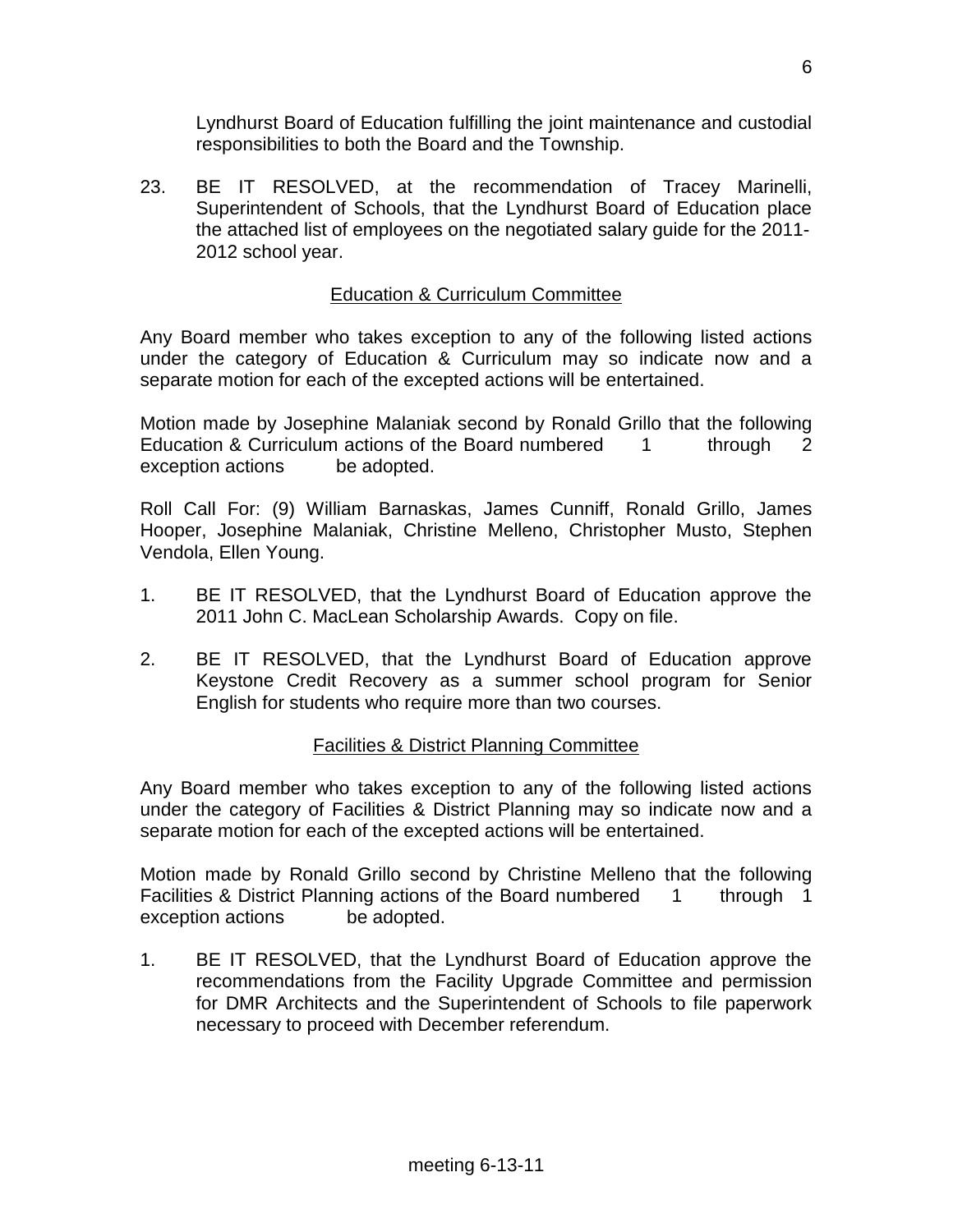Lyndhurst Board of Education fulfilling the joint maintenance and custodial responsibilities to both the Board and the Township.

23. BE IT RESOLVED, at the recommendation of Tracey Marinelli, Superintendent of Schools, that the Lyndhurst Board of Education place the attached list of employees on the negotiated salary guide for the 2011-2012 school year.

## Education & Curriculum Committee

Any Board member who takes exception to any of the following listed actions under the category of Education & Curriculum may so indicate now and a separate motion for each of the excepted actions will be entertained.

Motion made by Josephine Malaniak second by Ronald Grillo that the following Education & Curriculum actions of the Board numbered 1 through 2 exception actions be adopted.

Roll Call For: (9) William Barnaskas, James Cunniff, Ronald Grillo, James Hooper, Josephine Malaniak, Christine Melleno, Christopher Musto, Stephen Vendola, Ellen Young.

1. BE IT RESOLVED, that the Lyndhurst Board of Education approve the 2011 John C. MacLean Scholarship Awards. Copy on file.

2. BE IT RESOLVED, that the Lyndhurst Board of Education approve Keystone Credit Recovery as a summer school program for Senior English for students who require more than two courses.

## Facilities & District Planning Committee

Any Board member who takes exception to any of the following listed actions under the category of Facilities & District Planning may so indicate now and a separate motion for each of the excepted actions will be entertained.

Motion made by Ronald Grillo second by Christine Melleno that the following Facilities & District Planning actions of the Board numbered 1 through 1 exception actions be adopted.

1. BE IT RESOLVED, that the Lyndhurst Board of Education approve the recommendations from the Facility Upgrade Committee and permission for DMR Architects and the Superintendent of Schools to file paperwork necessary to proceed with December referendum.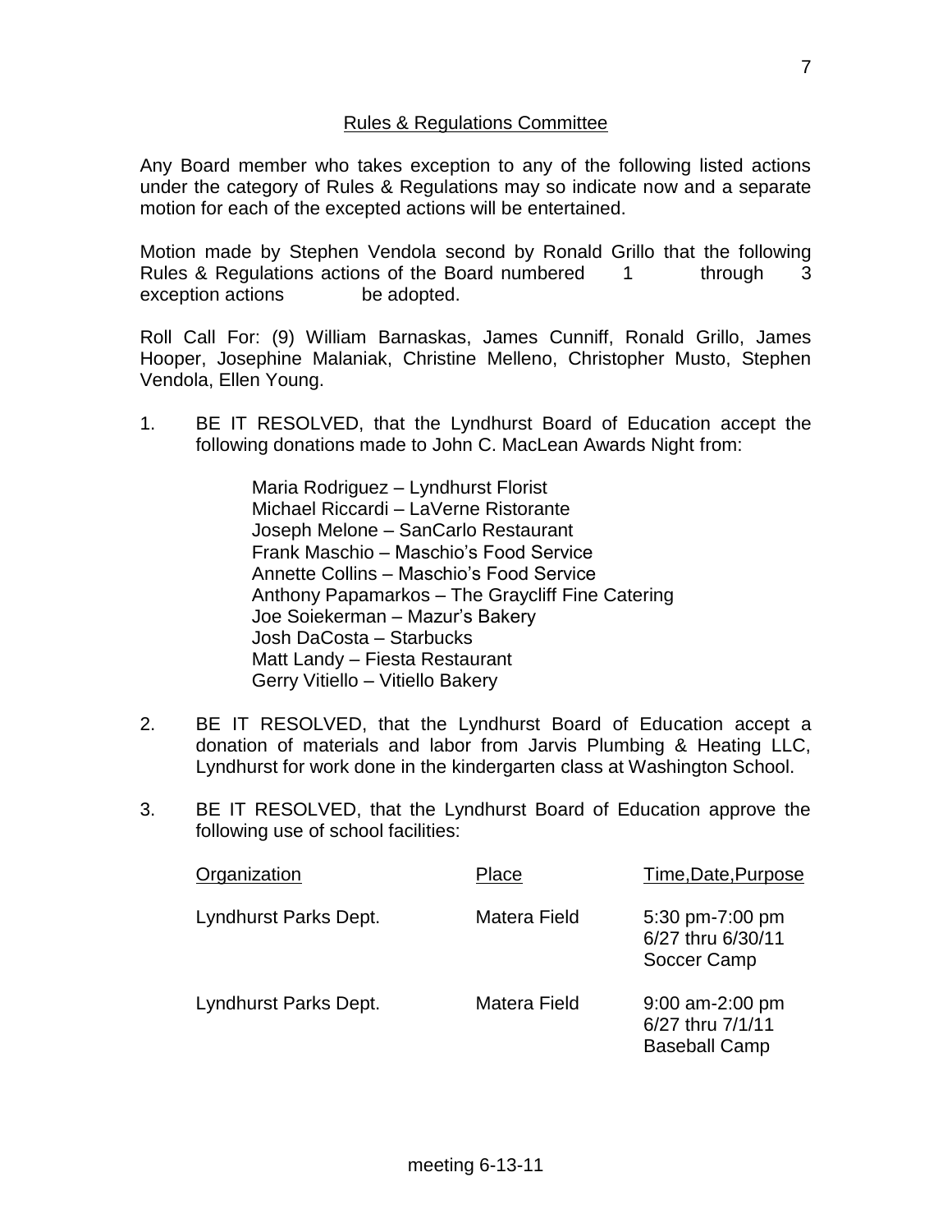## Rules & Regulations Committee

Any Board member who takes exception to any of the following listed actions under the category of Rules & Regulations may so indicate now and a separate motion for each of the excepted actions will be entertained.

Motion made by Stephen Vendola second by Ronald Grillo that the following Rules & Regulations actions of the Board numbered 1 through 3 exception actions be adopted.

Roll Call For: (9) William Barnaskas, James Cunniff, Ronald Grillo, James Hooper, Josephine Malaniak, Christine Melleno, Christopher Musto, Stephen Vendola, Ellen Young.

1. BE IT RESOLVED, that the Lyndhurst Board of Education accept the following donations made to John C. MacLean Awards Night from:

   Maria Rodriguez – Lyndhurst Florist
   Michael Riccardi – LaVerne Ristorante
   Joseph Melone – SanCarlo Restaurant
   Frank Maschio – Maschio's Food Service
   Annette Collins – Maschio's Food Service
   Anthony Papamarkos – The Graycliff Fine Catering
   Joe Soiekerman – Mazur's Bakery
   Josh DaCosta – Starbucks
   Matt Landy – Fiesta Restaurant
   Gerry Vitiello – Vitiello Bakery

2. BE IT RESOLVED, that the Lyndhurst Board of Education accept a donation of materials and labor from Jarvis Plumbing & Heating LLC, Lyndhurst for work done in the kindergarten class at Washington School.

3. BE IT RESOLVED, that the Lyndhurst Board of Education approve the following use of school facilities:

| Organization | Place | Time,Date,Purpose |
|---|---|---|
| Lyndhurst Parks Dept. | Matera Field | 5:30 pm-7:00 pm<br>6/27 thru 6/30/11<br>Soccer Camp |
| Lyndhurst Parks Dept. | Matera Field | 9:00 am-2:00 pm<br>6/27 thru 7/1/11<br>Baseball Camp |

meeting 6-13-11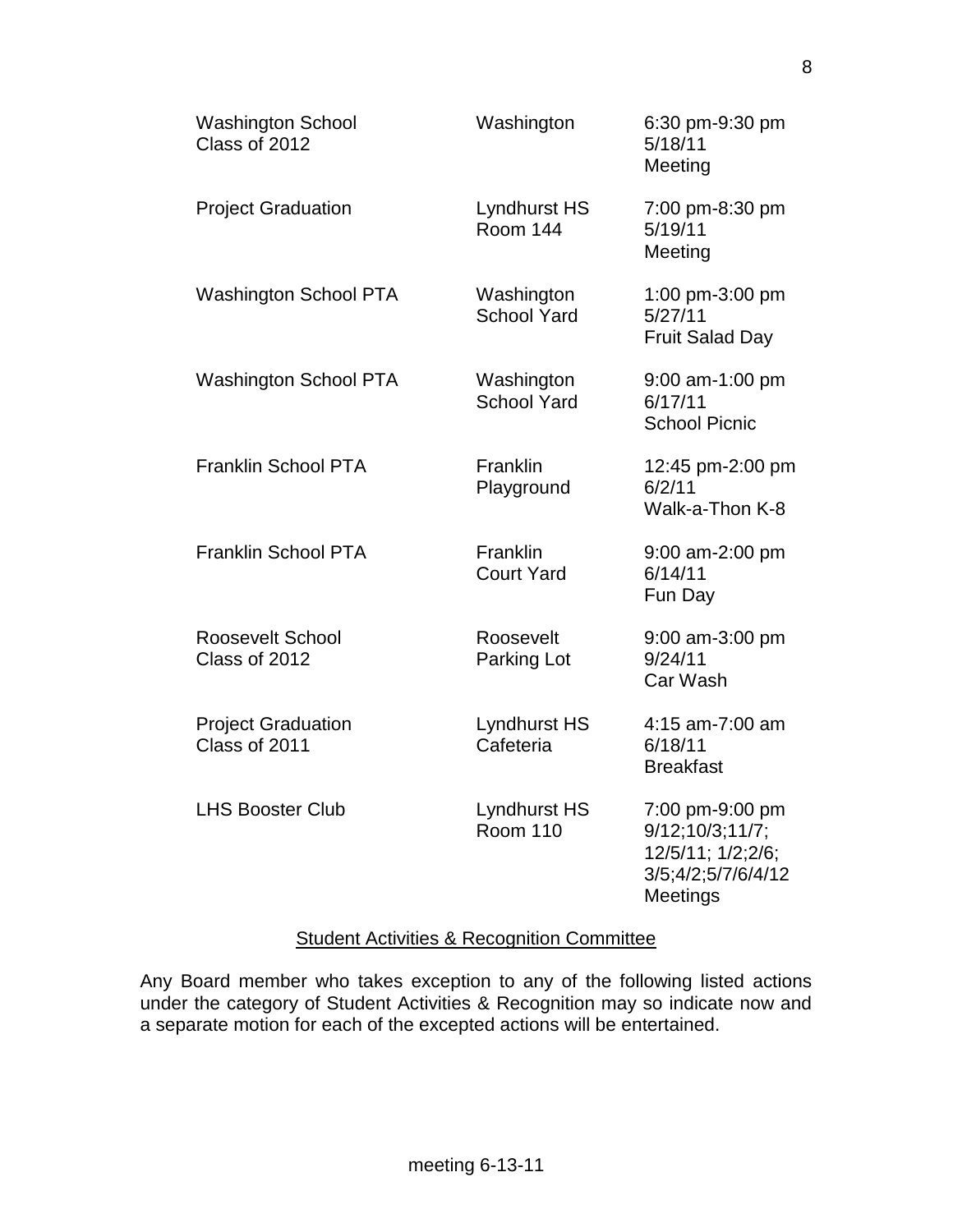| | | |
|---|---|---|
| Washington School Class of 2012 | Washington | 6:30 pm-9:30 pm 5/18/11 Meeting |
| Project Graduation | Lyndhurst HS Room 144 | 7:00 pm-8:30 pm 5/19/11 Meeting |
| Washington School PTA | Washington School Yard | 1:00 pm-3:00 pm 5/27/11 Fruit Salad Day |
| Washington School PTA | Washington School Yard | 9:00 am-1:00 pm 6/17/11 School Picnic |
| Franklin School PTA | Franklin Playground | 12:45 pm-2:00 pm 6/2/11 Walk-a-Thon K-8 |
| Franklin School PTA | Franklin Court Yard | 9:00 am-2:00 pm 6/14/11 Fun Day |
| Roosevelt School Class of 2012 | Roosevelt Parking Lot | 9:00 am-3:00 pm 9/24/11 Car Wash |
| Project Graduation Class of 2011 | Lyndhurst HS Cafeteria | 4:15 am-7:00 am 6/18/11 Breakfast |
| LHS Booster Club | Lyndhurst HS Room 110 | 7:00 pm-9:00 pm 9/12;10/3;11/7; 12/5/11; 1/2;2/6; 3/5;4/2;5/7/6/4/12 Meetings |

<u>Student Activities & Recognition Committee</u>

Any Board member who takes exception to any of the following listed actions under the category of Student Activities & Recognition may so indicate now and a separate motion for each of the excepted actions will be entertained.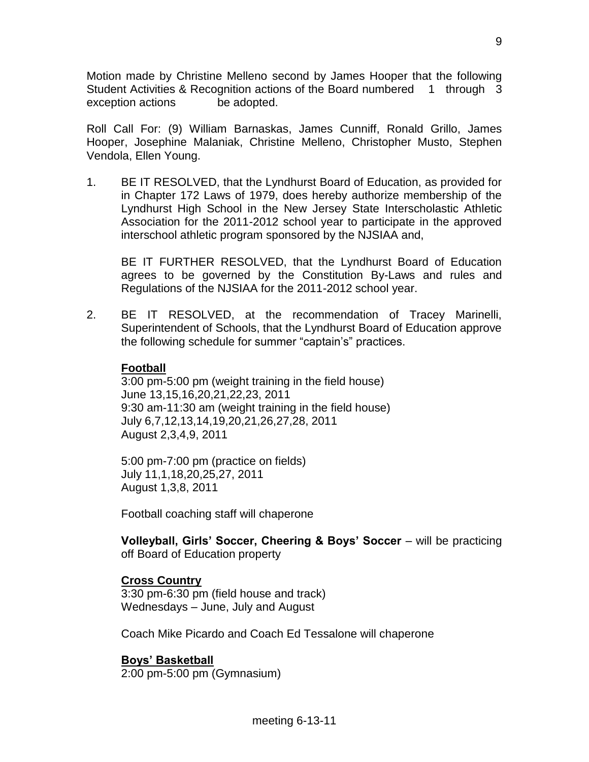Motion made by Christine Melleno second by James Hooper that the following Student Activities & Recognition actions of the Board numbered 1 through 3 exception actions be adopted.

Roll Call For: (9) William Barnaskas, James Cunniff, Ronald Grillo, James Hooper, Josephine Malaniak, Christine Melleno, Christopher Musto, Stephen Vendola, Ellen Young.

1. BE IT RESOLVED, that the Lyndhurst Board of Education, as provided for in Chapter 172 Laws of 1979, does hereby authorize membership of the Lyndhurst High School in the New Jersey State Interscholastic Athletic Association for the 2011-2012 school year to participate in the approved interschool athletic program sponsored by the NJSIAA and,

   BE IT FURTHER RESOLVED, that the Lyndhurst Board of Education agrees to be governed by the Constitution By-Laws and rules and Regulations of the NJSIAA for the 2011-2012 school year.

2. BE IT RESOLVED, at the recommendation of Tracey Marinelli, Superintendent of Schools, that the Lyndhurst Board of Education approve the following schedule for summer "captain's" practices.

   **Football**
   3:00 pm-5:00 pm (weight training in the field house)
   June 13,15,16,20,21,22,23, 2011
   9:30 am-11:30 am (weight training in the field house)
   July 6,7,12,13,14,19,20,21,26,27,28, 2011
   August 2,3,4,9, 2011

   5:00 pm-7:00 pm (practice on fields)
   July 11,1,18,20,25,27, 2011
   August 1,3,8, 2011

   Football coaching staff will chaperone

   **Volleyball, Girls' Soccer, Cheering & Boys' Soccer** – will be practicing off Board of Education property

   **Cross Country**
   3:30 pm-6:30 pm (field house and track)
   Wednesdays – June, July and August

   Coach Mike Picardo and Coach Ed Tessalone will chaperone

   **Boys' Basketball**
   2:00 pm-5:00 pm (Gymnasium)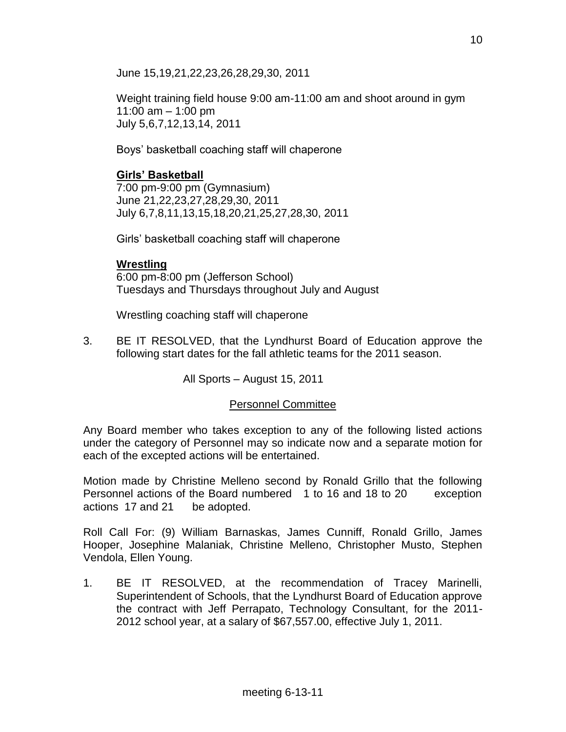June 15,19,21,22,23,26,28,29,30, 2011

Weight training field house 9:00 am-11:00 am and shoot around in gym 11:00 am – 1:00 pm
July 5,6,7,12,13,14, 2011

Boys' basketball coaching staff will chaperone

**Girls' Basketball**
7:00 pm-9:00 pm (Gymnasium)
June 21,22,23,27,28,29,30, 2011
July 6,7,8,11,13,15,18,20,21,25,27,28,30, 2011

Girls' basketball coaching staff will chaperone

**Wrestling**
6:00 pm-8:00 pm (Jefferson School)
Tuesdays and Thursdays throughout July and August

Wrestling coaching staff will chaperone

3. BE IT RESOLVED, that the Lyndhurst Board of Education approve the following start dates for the fall athletic teams for the 2011 season.

   All Sports – August 15, 2011

## Personnel Committee

Any Board member who takes exception to any of the following listed actions under the category of Personnel may so indicate now and a separate motion for each of the excepted actions will be entertained.

Motion made by Christine Melleno second by Ronald Grillo that the following Personnel actions of the Board numbered 1 to 16 and 18 to 20 exception actions 17 and 21 be adopted.

Roll Call For: (9) William Barnaskas, James Cunniff, Ronald Grillo, James Hooper, Josephine Malaniak, Christine Melleno, Christopher Musto, Stephen Vendola, Ellen Young.

1. BE IT RESOLVED, at the recommendation of Tracey Marinelli, Superintendent of Schools, that the Lyndhurst Board of Education approve the contract with Jeff Perrapato, Technology Consultant, for the 2011-2012 school year, at a salary of $67,557.00, effective July 1, 2011.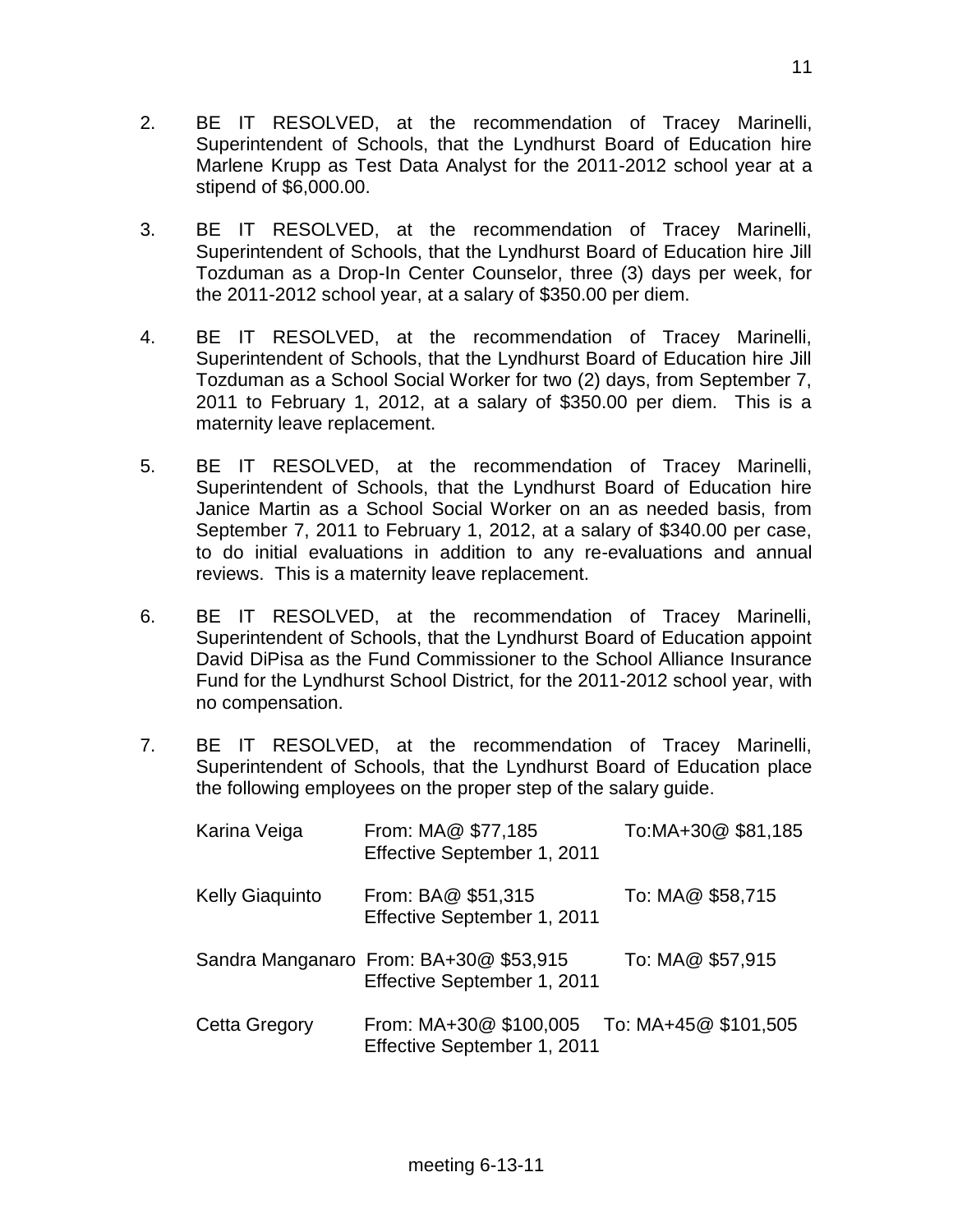2. BE IT RESOLVED, at the recommendation of Tracey Marinelli, Superintendent of Schools, that the Lyndhurst Board of Education hire Marlene Krupp as Test Data Analyst for the 2011-2012 school year at a stipend of $6,000.00.

3. BE IT RESOLVED, at the recommendation of Tracey Marinelli, Superintendent of Schools, that the Lyndhurst Board of Education hire Jill Tozduman as a Drop-In Center Counselor, three (3) days per week, for the 2011-2012 school year, at a salary of $350.00 per diem.

4. BE IT RESOLVED, at the recommendation of Tracey Marinelli, Superintendent of Schools, that the Lyndhurst Board of Education hire Jill Tozduman as a School Social Worker for two (2) days, from September 7, 2011 to February 1, 2012, at a salary of $350.00 per diem. This is a maternity leave replacement.

5. BE IT RESOLVED, at the recommendation of Tracey Marinelli, Superintendent of Schools, that the Lyndhurst Board of Education hire Janice Martin as a School Social Worker on an as needed basis, from September 7, 2011 to February 1, 2012, at a salary of $340.00 per case, to do initial evaluations in addition to any re-evaluations and annual reviews. This is a maternity leave replacement.

6. BE IT RESOLVED, at the recommendation of Tracey Marinelli, Superintendent of Schools, that the Lyndhurst Board of Education appoint David DiPisa as the Fund Commissioner to the School Alliance Insurance Fund for the Lyndhurst School District, for the 2011-2012 school year, with no compensation.

7. BE IT RESOLVED, at the recommendation of Tracey Marinelli, Superintendent of Schools, that the Lyndhurst Board of Education place the following employees on the proper step of the salary guide.

| | | |
|---|---|---|
| Karina Veiga | From: MA@ $77,185<br>Effective September 1, 2011 | To:MA+30@ $81,185 |
| Kelly Giaquinto | From: BA@ $51,315<br>Effective September 1, 2011 | To: MA@ $58,715 |
| Sandra Manganaro | From: BA+30@ $53,915<br>Effective September 1, 2011 | To: MA@ $57,915 |
| Cetta Gregory | From: MA+30@ $100,005<br>Effective September 1, 2011 | To: MA+45@ $101,505 |

meeting 6-13-11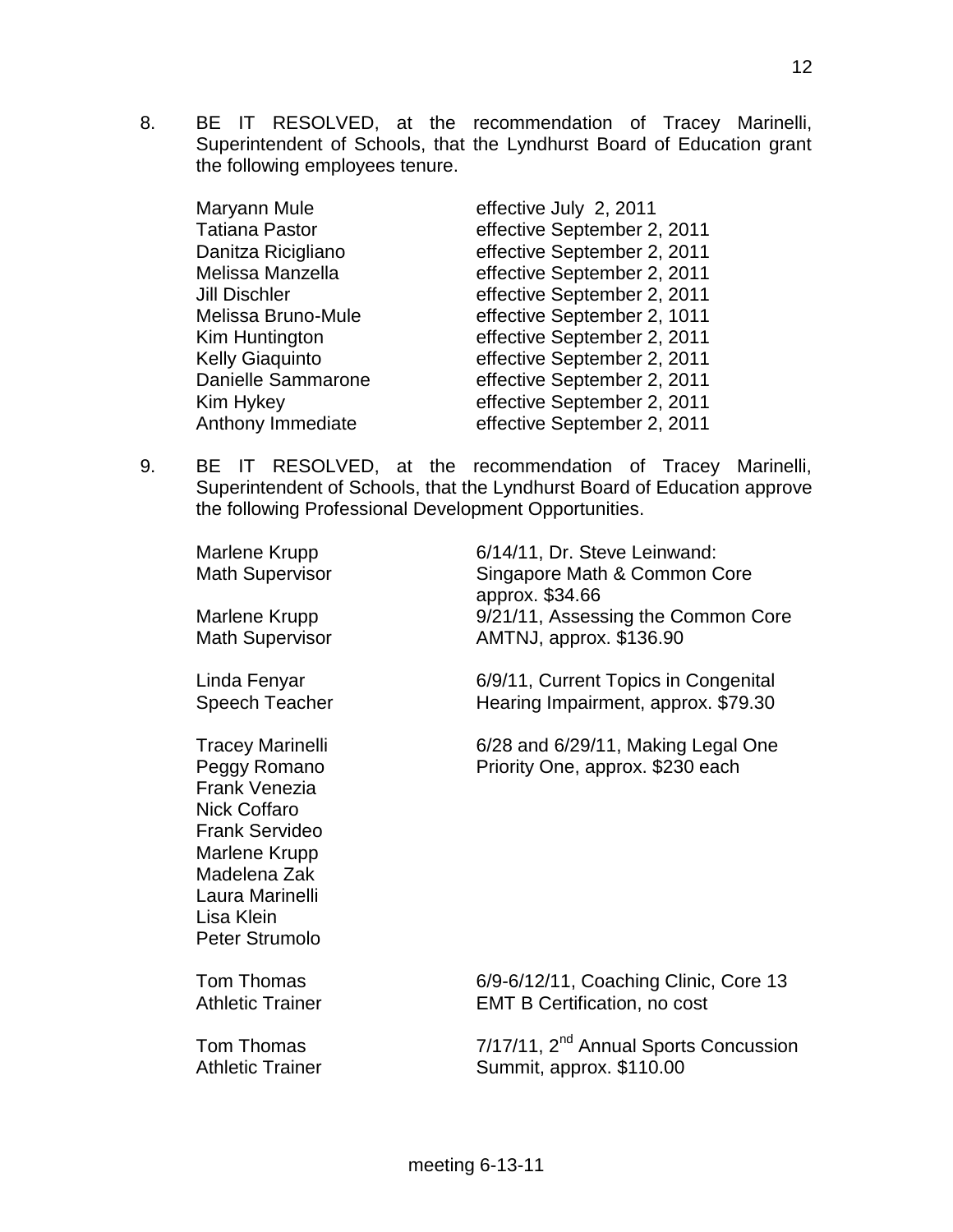8. BE IT RESOLVED, at the recommendation of Tracey Marinelli, Superintendent of Schools, that the Lyndhurst Board of Education grant the following employees tenure.

| | |
|---|---|
| Maryann Mule | effective July 2, 2011 |
| Tatiana Pastor | effective September 2, 2011 |
| Danitza Ricigliano | effective September 2, 2011 |
| Melissa Manzella | effective September 2, 2011 |
| Jill Dischler | effective September 2, 2011 |
| Melissa Bruno-Mule | effective September 2, 1011 |
| Kim Huntington | effective September 2, 2011 |
| Kelly Giaquinto | effective September 2, 2011 |
| Danielle Sammarone | effective September 2, 2011 |
| Kim Hykey | effective September 2, 2011 |
| Anthony Immediate | effective September 2, 2011 |

9. BE IT RESOLVED, at the recommendation of Tracey Marinelli, Superintendent of Schools, that the Lyndhurst Board of Education approve the following Professional Development Opportunities.

| | |
|---|---|
| Marlene Krupp<br>Math Supervisor | 6/14/11, Dr. Steve Leinwand:<br>Singapore Math & Common Core<br>approx. $34.66 |
| Marlene Krupp<br>Math Supervisor | 9/21/11, Assessing the Common Core<br>AMTNJ, approx. $136.90 |
| Linda Fenyar<br>Speech Teacher | 6/9/11, Current Topics in Congenital<br>Hearing Impairment, approx. $79.30 |
| Tracey Marinelli<br>Peggy Romano<br>Frank Venezia<br>Nick Coffaro<br>Frank Servideo<br>Marlene Krupp<br>Madelena Zak<br>Laura Marinelli<br>Lisa Klein<br>Peter Strumolo | 6/28 and 6/29/11, Making Legal One<br>Priority One, approx. $230 each |
| Tom Thomas<br>Athletic Trainer | 6/9-6/12/11, Coaching Clinic, Core 13<br>EMT B Certification, no cost |
| Tom Thomas<br>Athletic Trainer | 7/17/11, 2nd Annual Sports Concussion<br>Summit, approx. $110.00 |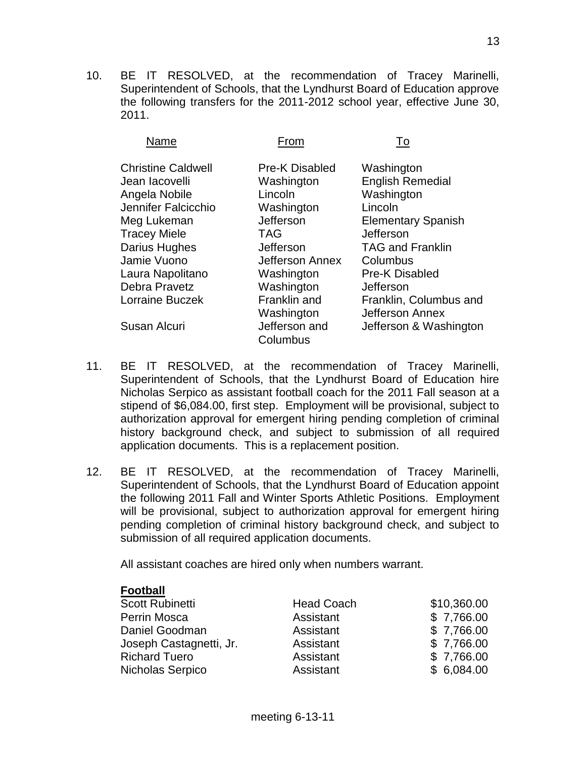10. BE IT RESOLVED, at the recommendation of Tracey Marinelli, Superintendent of Schools, that the Lyndhurst Board of Education approve the following transfers for the 2011-2012 school year, effective June 30, 2011.

| Name | From | To |
|---|---|---|
| Christine Caldwell | Pre-K Disabled | Washington |
| Jean Iacovelli | Washington | English Remedial |
| Angela Nobile | Lincoln | Washington |
| Jennifer Falcicchio | Washington | Lincoln |
| Meg Lukeman | Jefferson | Elementary Spanish |
| Tracey Miele | TAG | Jefferson |
| Darius Hughes | Jefferson | TAG and Franklin |
| Jamie Vuono | Jefferson Annex | Columbus |
| Laura Napolitano | Washington | Pre-K Disabled |
| Debra Pravetz | Washington | Jefferson |
| Lorraine Buczek | Franklin and Washington | Franklin, Columbus and Jefferson Annex |
| Susan Alcuri | Jefferson and Columbus | Jefferson & Washington |

11. BE IT RESOLVED, at the recommendation of Tracey Marinelli, Superintendent of Schools, that the Lyndhurst Board of Education hire Nicholas Serpico as assistant football coach for the 2011 Fall season at a stipend of $6,084.00, first step. Employment will be provisional, subject to authorization approval for emergent hiring pending completion of criminal history background check, and subject to submission of all required application documents. This is a replacement position.

12. BE IT RESOLVED, at the recommendation of Tracey Marinelli, Superintendent of Schools, that the Lyndhurst Board of Education appoint the following 2011 Fall and Winter Sports Athletic Positions. Employment will be provisional, subject to authorization approval for emergent hiring pending completion of criminal history background check, and subject to submission of all required application documents.

    All assistant coaches are hired only when numbers warrant.

**Football**

| | | |
|---|---|---|
| Scott Rubinetti | Head Coach | $10,360.00 |
| Perrin Mosca | Assistant | $ 7,766.00 |
| Daniel Goodman | Assistant | $ 7,766.00 |
| Joseph Castagnetti, Jr. | Assistant | $ 7,766.00 |
| Richard Tuero | Assistant | $ 7,766.00 |
| Nicholas Serpico | Assistant | $ 6,084.00 |

meeting 6-13-11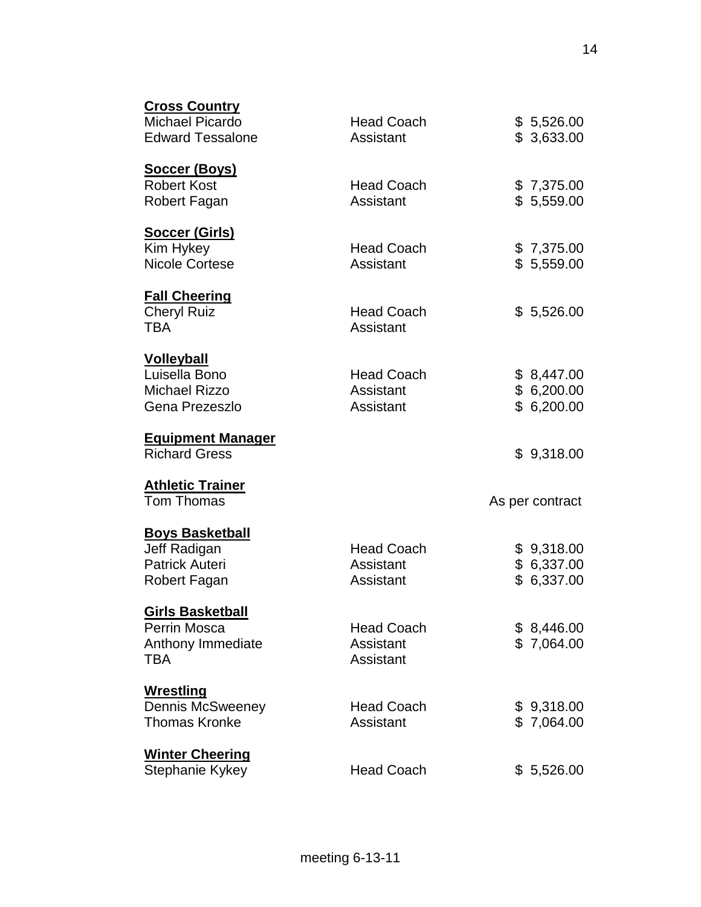**Cross Country**

| | | |
|---|---|---|
| Michael Picardo | Head Coach | $ 5,526.00 |
| Edward Tessalone | Assistant | $ 3,633.00 |

**Soccer (Boys)**

| | | |
|---|---|---|
| Robert Kost | Head Coach | $ 7,375.00 |
| Robert Fagan | Assistant | $ 5,559.00 |

**Soccer (Girls)**

| | | |
|---|---|---|
| Kim Hykey | Head Coach | $ 7,375.00 |
| Nicole Cortese | Assistant | $ 5,559.00 |

**Fall Cheering**

| | | |
|---|---|---|
| Cheryl Ruiz | Head Coach | $ 5,526.00 |
| TBA | Assistant | |

**Volleyball**

| | | |
|---|---|---|
| Luisella Bono | Head Coach | $ 8,447.00 |
| Michael Rizzo | Assistant | $ 6,200.00 |
| Gena Prezeszlo | Assistant | $ 6,200.00 |

**Equipment Manager**

| | | |
|---|---|---|
| Richard Gress | | $ 9,318.00 |

**Athletic Trainer**

| | | |
|---|---|---|
| Tom Thomas | | As per contract |

**Boys Basketball**

| | | |
|---|---|---|
| Jeff Radigan | Head Coach | $ 9,318.00 |
| Patrick Auteri | Assistant | $ 6,337.00 |
| Robert Fagan | Assistant | $ 6,337.00 |

**Girls Basketball**

| | | |
|---|---|---|
| Perrin Mosca | Head Coach | $ 8,446.00 |
| Anthony Immediate | Assistant | $ 7,064.00 |
| TBA | Assistant | |

**Wrestling**

| | | |
|---|---|---|
| Dennis McSweeney | Head Coach | $ 9,318.00 |
| Thomas Kronke | Assistant | $ 7,064.00 |

**Winter Cheering**

| | | |
|---|---|---|
| Stephanie Kykey | Head Coach | $ 5,526.00 |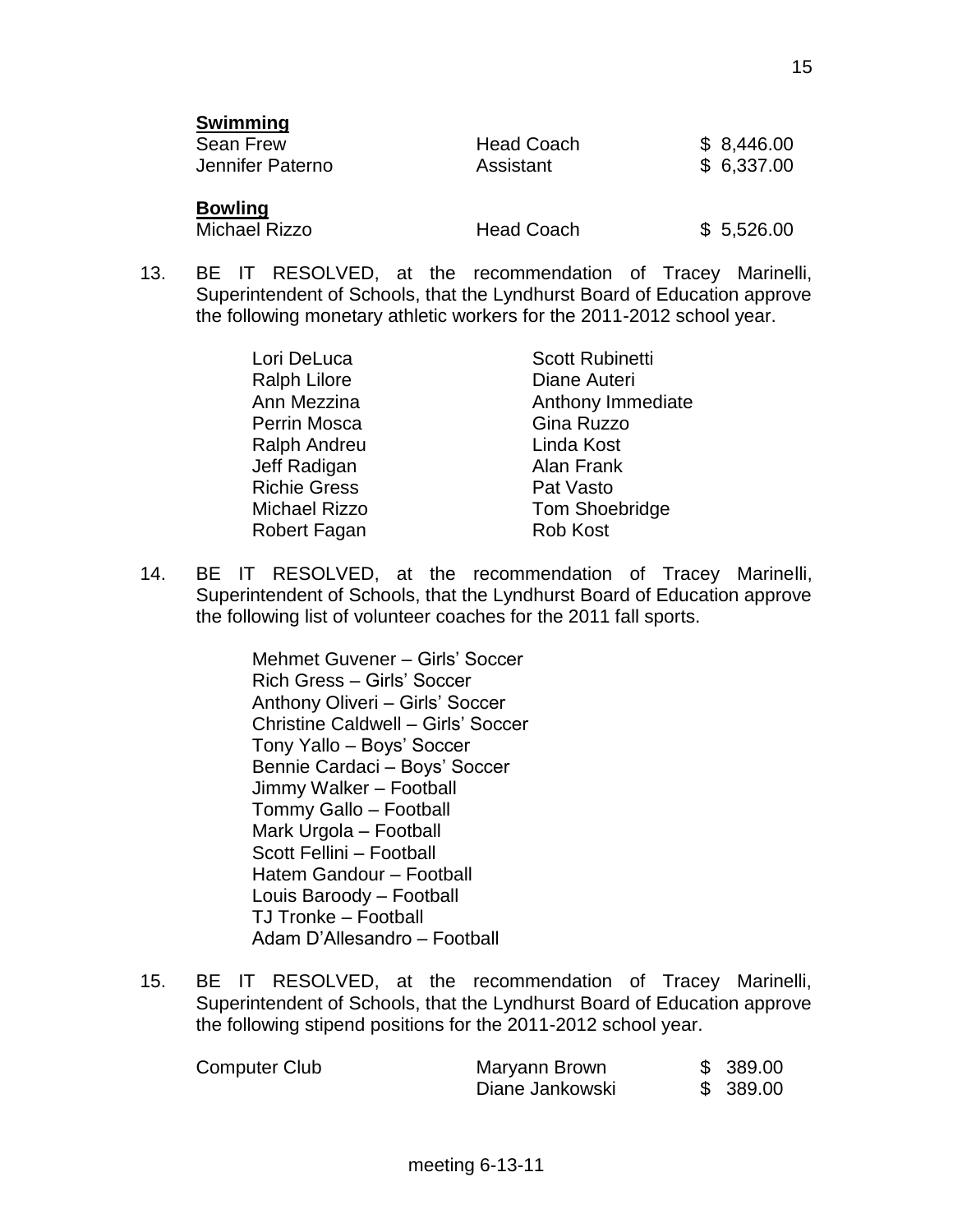**Swimming**

| | | |
|---|---|---|
| Sean Frew | Head Coach | $ 8,446.00 |
| Jennifer Paterno | Assistant | $ 6,337.00 |

**Bowling**

| | | |
|---|---|---|
| Michael Rizzo | Head Coach | $ 5,526.00 |

13. BE IT RESOLVED, at the recommendation of Tracey Marinelli, Superintendent of Schools, that the Lyndhurst Board of Education approve the following monetary athletic workers for the 2011-2012 school year.

| | |
|---|---|
| Lori DeLuca | Scott Rubinetti |
| Ralph Lilore | Diane Auteri |
| Ann Mezzina | Anthony Immediate |
| Perrin Mosca | Gina Ruzzo |
| Ralph Andreu | Linda Kost |
| Jeff Radigan | Alan Frank |
| Richie Gress | Pat Vasto |
| Michael Rizzo | Tom Shoebridge |
| Robert Fagan | Rob Kost |

14. BE IT RESOLVED, at the recommendation of Tracey Marinelli, Superintendent of Schools, that the Lyndhurst Board of Education approve the following list of volunteer coaches for the 2011 fall sports.

Mehmet Guvener – Girls' Soccer
Rich Gress – Girls' Soccer
Anthony Oliveri – Girls' Soccer
Christine Caldwell – Girls' Soccer
Tony Yallo – Boys' Soccer
Bennie Cardaci – Boys' Soccer
Jimmy Walker – Football
Tommy Gallo – Football
Mark Urgola – Football
Scott Fellini – Football
Hatem Gandour – Football
Louis Baroody – Football
TJ Tronke – Football
Adam D'Allesandro – Football

15. BE IT RESOLVED, at the recommendation of Tracey Marinelli, Superintendent of Schools, that the Lyndhurst Board of Education approve the following stipend positions for the 2011-2012 school year.

| | | |
|---|---|---|
| Computer Club | Maryann Brown | $ 389.00 |
| | Diane Jankowski | $ 389.00 |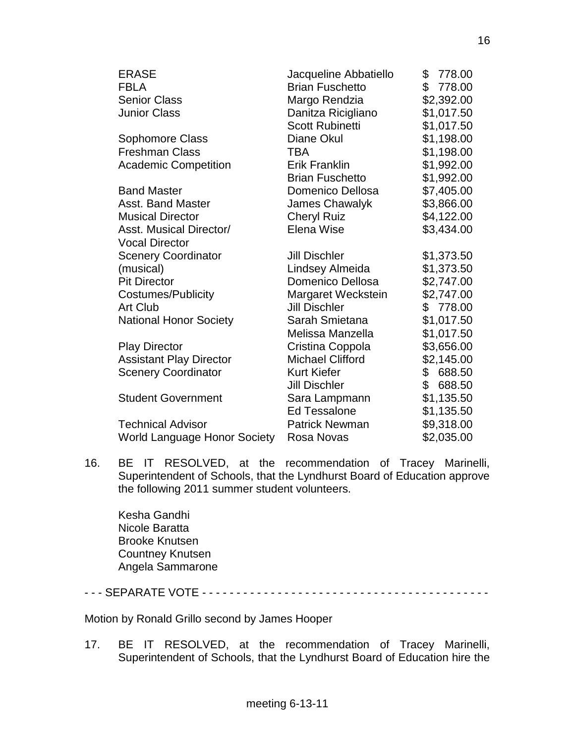| | | |
|---|---|---|
| ERASE | Jacqueline Abbatiello | $ 778.00 |
| FBLA | Brian Fuschetto | $ 778.00 |
| Senior Class | Margo Rendzia | $2,392.00 |
| Junior Class | Danitza Ricigliano | $1,017.50 |
| | Scott Rubinetti | $1,017.50 |
| Sophomore Class | Diane Okul | $1,198.00 |
| Freshman Class | TBA | $1,198.00 |
| Academic Competition | Erik Franklin | $1,992.00 |
| | Brian Fuschetto | $1,992.00 |
| Band Master | Domenico Dellosa | $7,405.00 |
| Asst. Band Master | James Chawalyk | $3,866.00 |
| Musical Director | Cheryl Ruiz | $4,122.00 |
| Asst. Musical Director/ Vocal Director | Elena Wise | $3,434.00 |
| Scenery Coordinator | Jill Dischler | $1,373.50 |
| (musical) | Lindsey Almeida | $1,373.50 |
| Pit Director | Domenico Dellosa | $2,747.00 |
| Costumes/Publicity | Margaret Weckstein | $2,747.00 |
| Art Club | Jill Dischler | $ 778.00 |
| National Honor Society | Sarah Smietana | $1,017.50 |
| | Melissa Manzella | $1,017.50 |
| Play Director | Cristina Coppola | $3,656.00 |
| Assistant Play Director | Michael Clifford | $2,145.00 |
| Scenery Coordinator | Kurt Kiefer | $ 688.50 |
| | Jill Dischler | $ 688.50 |
| Student Government | Sara Lampmann | $1,135.50 |
| | Ed Tessalone | $1,135.50 |
| Technical Advisor | Patrick Newman | $9,318.00 |
| World Language Honor Society | Rosa Novas | $2,035.00 |

16. BE IT RESOLVED, at the recommendation of Tracey Marinelli, Superintendent of Schools, that the Lyndhurst Board of Education approve the following 2011 summer student volunteers.

    Kesha Gandhi
    Nicole Baratta
    Brooke Knutsen
    Countney Knutsen
    Angela Sammarone

- - - SEPARATE VOTE - - - - - - - - - - - - - - - - - - - - - - - - - - - - - - - - - - - - - - - - - -

Motion by Ronald Grillo second by James Hooper

17. BE IT RESOLVED, at the recommendation of Tracey Marinelli, Superintendent of Schools, that the Lyndhurst Board of Education hire the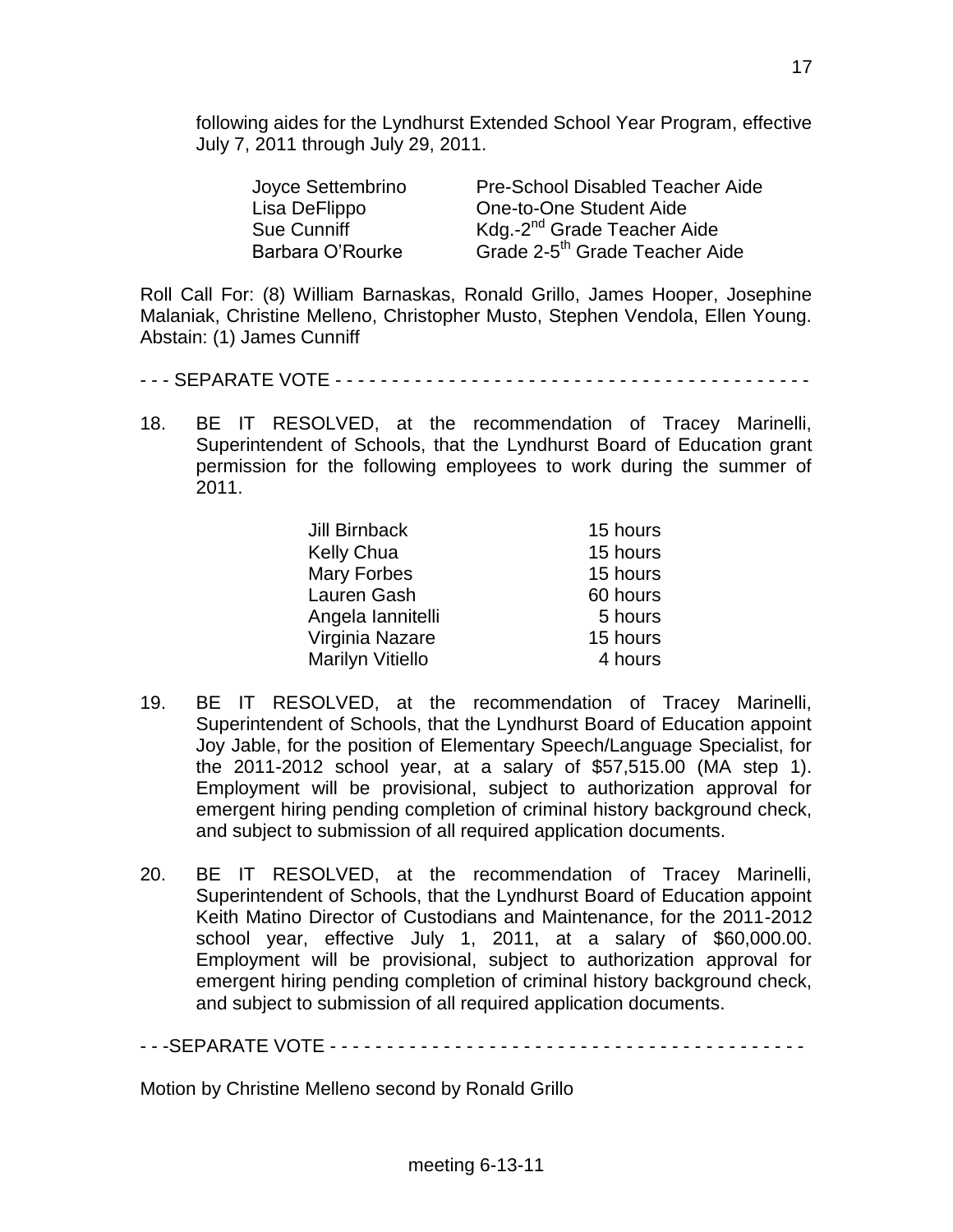following aides for the Lyndhurst Extended School Year Program, effective July 7, 2011 through July 29, 2011.

| | |
|---|---|
| Joyce Settembrino | Pre-School Disabled Teacher Aide |
| Lisa DeFlippo | One-to-One Student Aide |
| Sue Cunniff | Kdg.-2nd Grade Teacher Aide |
| Barbara O'Rourke | Grade 2-5th Grade Teacher Aide |

Roll Call For: (8) William Barnaskas, Ronald Grillo, James Hooper, Josephine Malaniak, Christine Melleno, Christopher Musto, Stephen Vendola, Ellen Young. Abstain: (1) James Cunniff

- - - SEPARATE VOTE - - - - - - - - - - - - - - - - - - - - - - - - - - - - - - - - - - - - - - - - - - -

18. BE IT RESOLVED, at the recommendation of Tracey Marinelli, Superintendent of Schools, that the Lyndhurst Board of Education grant permission for the following employees to work during the summer of 2011.

| | |
|---|---|
| Jill Birnback | 15 hours |
| Kelly Chua | 15 hours |
| Mary Forbes | 15 hours |
| Lauren Gash | 60 hours |
| Angela Iannitelli | 5 hours |
| Virginia Nazare | 15 hours |
| Marilyn Vitiello | 4 hours |

19. BE IT RESOLVED, at the recommendation of Tracey Marinelli, Superintendent of Schools, that the Lyndhurst Board of Education appoint Joy Jable, for the position of Elementary Speech/Language Specialist, for the 2011-2012 school year, at a salary of $57,515.00 (MA step 1). Employment will be provisional, subject to authorization approval for emergent hiring pending completion of criminal history background check, and subject to submission of all required application documents.

20. BE IT RESOLVED, at the recommendation of Tracey Marinelli, Superintendent of Schools, that the Lyndhurst Board of Education appoint Keith Matino Director of Custodians and Maintenance, for the 2011-2012 school year, effective July 1, 2011, at a salary of $60,000.00. Employment will be provisional, subject to authorization approval for emergent hiring pending completion of criminal history background check, and subject to submission of all required application documents.

- - -SEPARATE VOTE - - - - - - - - - - - - - - - - - - - - - - - - - - - - - - - - - - - - - - - - - - -

Motion by Christine Melleno second by Ronald Grillo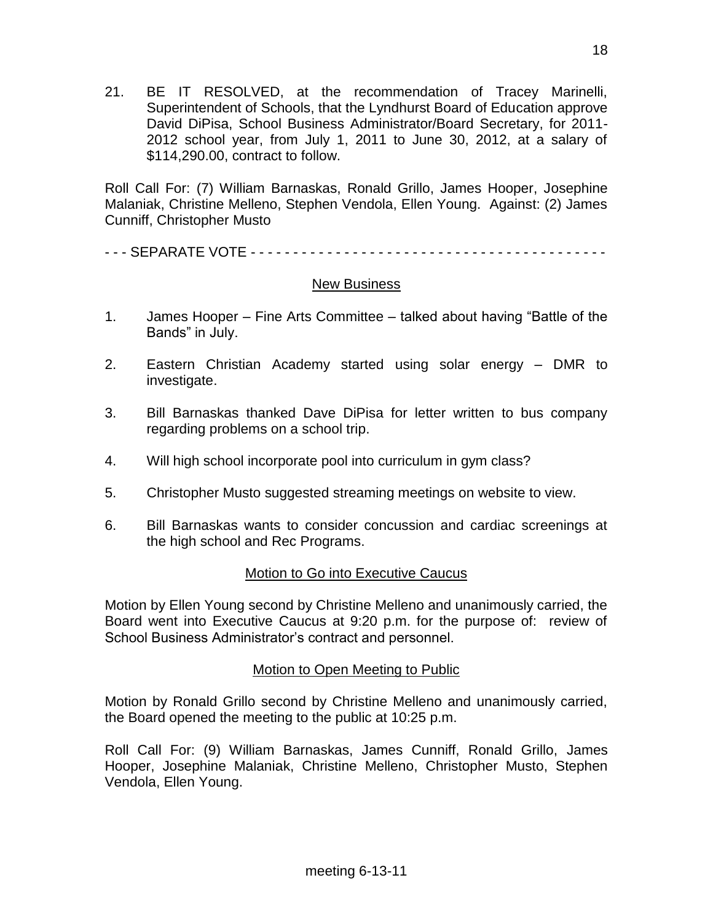21. BE IT RESOLVED, at the recommendation of Tracey Marinelli, Superintendent of Schools, that the Lyndhurst Board of Education approve David DiPisa, School Business Administrator/Board Secretary, for 2011-2012 school year, from July 1, 2011 to June 30, 2012, at a salary of $114,290.00, contract to follow.

Roll Call For: (7) William Barnaskas, Ronald Grillo, James Hooper, Josephine Malaniak, Christine Melleno, Stephen Vendola, Ellen Young. Against: (2) James Cunniff, Christopher Musto

- - - SEPARATE VOTE - - - - - - - - - - - - - - - - - - - - - - - - - - - - - - - - - - - - - - - - - - -

## New Business

1. James Hooper – Fine Arts Committee – talked about having "Battle of the Bands" in July.
2. Eastern Christian Academy started using solar energy – DMR to investigate.
3. Bill Barnaskas thanked Dave DiPisa for letter written to bus company regarding problems on a school trip.
4. Will high school incorporate pool into curriculum in gym class?
5. Christopher Musto suggested streaming meetings on website to view.
6. Bill Barnaskas wants to consider concussion and cardiac screenings at the high school and Rec Programs.

## Motion to Go into Executive Caucus

Motion by Ellen Young second by Christine Melleno and unanimously carried, the Board went into Executive Caucus at 9:20 p.m. for the purpose of: review of School Business Administrator's contract and personnel.

## Motion to Open Meeting to Public

Motion by Ronald Grillo second by Christine Melleno and unanimously carried, the Board opened the meeting to the public at 10:25 p.m.

Roll Call For: (9) William Barnaskas, James Cunniff, Ronald Grillo, James Hooper, Josephine Malaniak, Christine Melleno, Christopher Musto, Stephen Vendola, Ellen Young.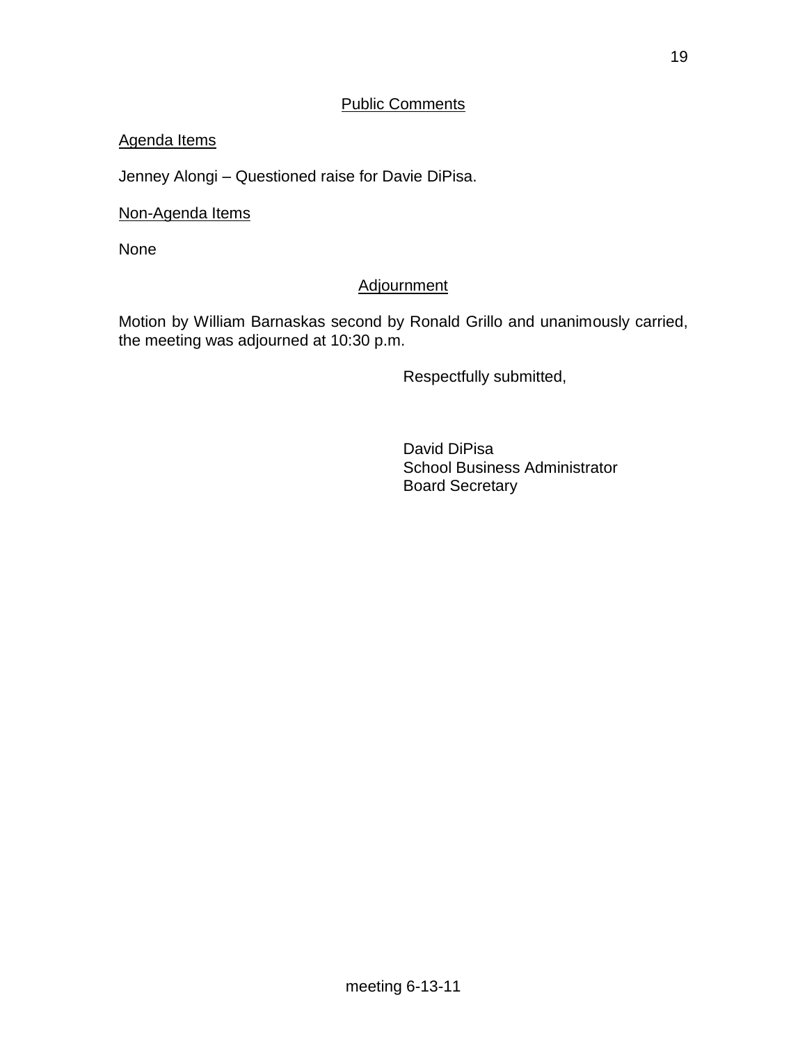## Public Comments

Agenda Items

Jenney Alongi – Questioned raise for Davie DiPisa.

Non-Agenda Items

None

## Adjournment

Motion by William Barnaskas second by Ronald Grillo and unanimously carried, the meeting was adjourned at 10:30 p.m.

Respectfully submitted,

David DiPisa
School Business Administrator
Board Secretary

meeting 6-13-11